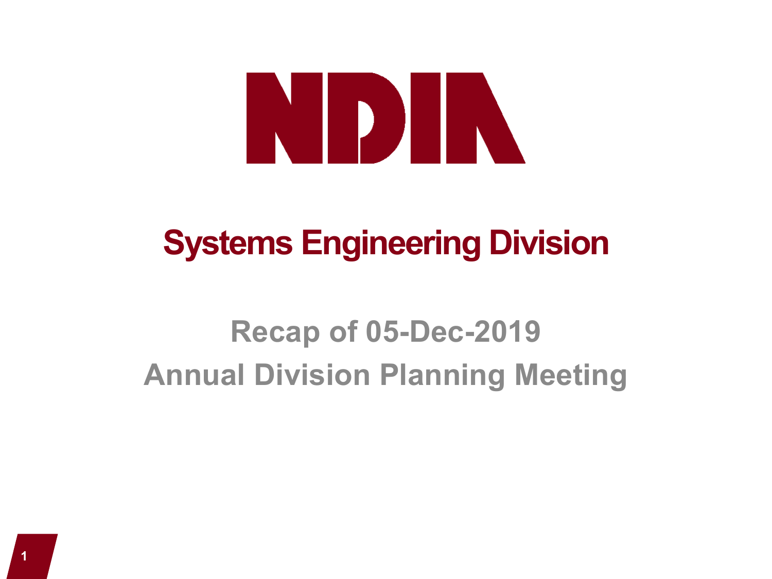# NDIA

## Systems Engineering Division

### Recap of 05-Dec-2019
### Annual Division Planning Meeting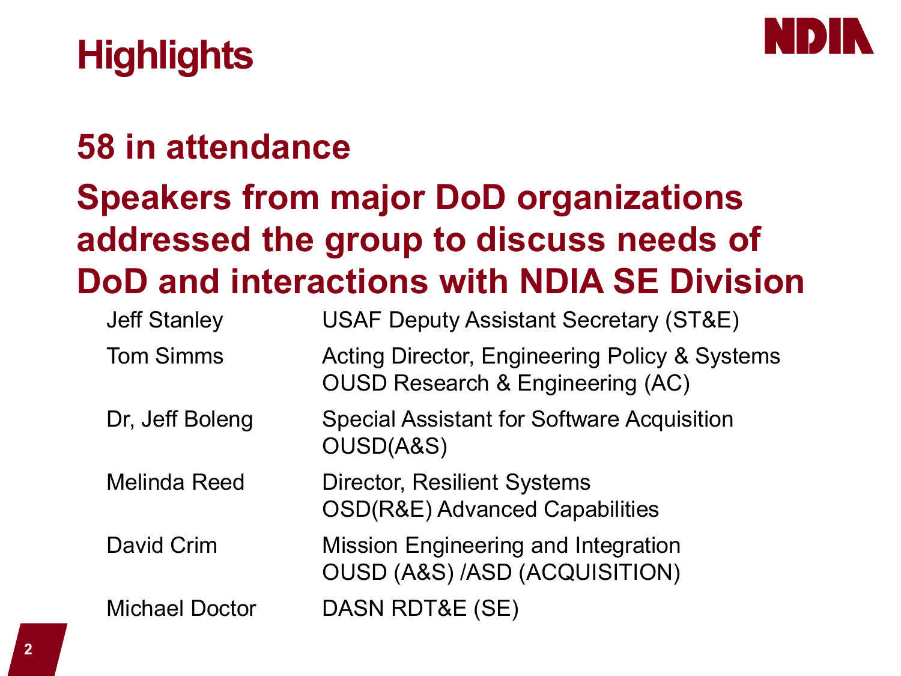# Highlights

## 58 in attendance

## Speakers from major DoD organizations addressed the group to discuss needs of DoD and interactions with NDIA SE Division

| | |
|---|---|
| Jeff Stanley | USAF Deputy Assistant Secretary (ST&E) |
| Tom Simms | Acting Director, Engineering Policy & Systems<br>OUSD Research & Engineering (AC) |
| Dr, Jeff Boleng | Special Assistant for Software Acquisition<br>OUSD(A&S) |
| Melinda Reed | Director, Resilient Systems<br>OSD(R&E) Advanced Capabilities |
| David Crim | Mission Engineering and Integration<br>OUSD (A&S) /ASD (ACQUISITION) |
| Michael Doctor | DASN RDT&E (SE) |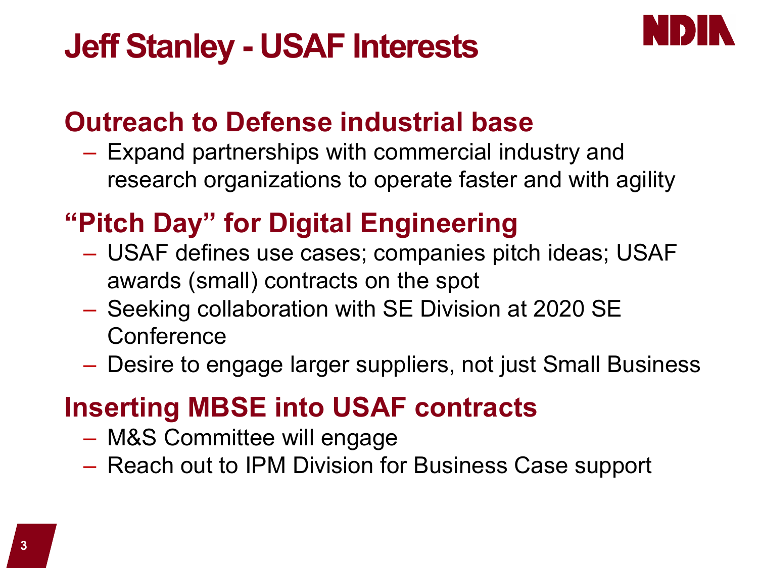# Jeff Stanley - USAF Interests

## Outreach to Defense industrial base

- Expand partnerships with commercial industry and research organizations to operate faster and with agility

## "Pitch Day" for Digital Engineering

- USAF defines use cases; companies pitch ideas; USAF awards (small) contracts on the spot
- Seeking collaboration with SE Division at 2020 SE Conference
- Desire to engage larger suppliers, not just Small Business

## Inserting MBSE into USAF contracts

- M&S Committee will engage
- Reach out to IPM Division for Business Case support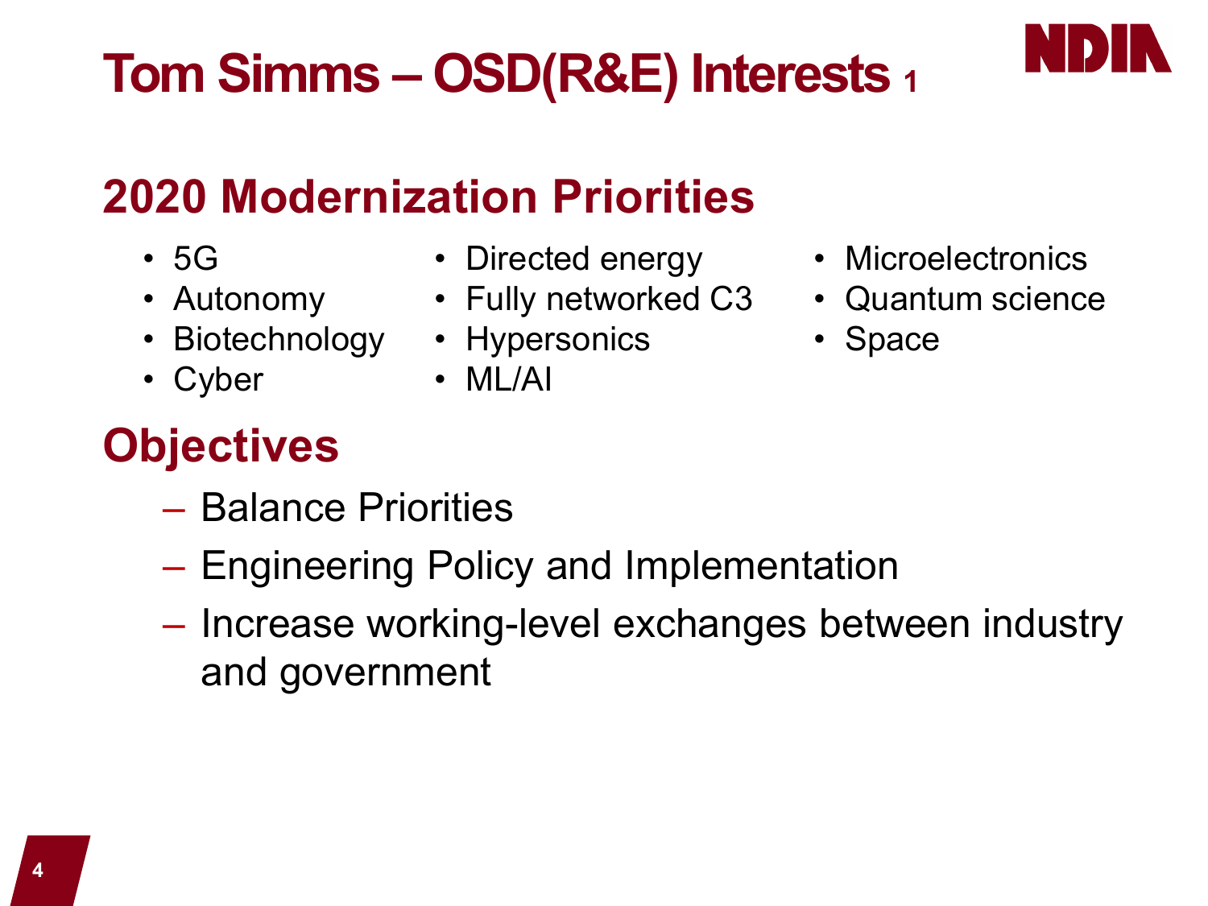# Tom Simms – OSD(R&E) Interests 1

## 2020 Modernization Priorities

- 5G
- Autonomy
- Biotechnology
- Cyber
- Directed energy
- Fully networked C3
- Hypersonics
- ML/AI
- Microelectronics
- Quantum science
- Space

## Objectives

- Balance Priorities
- Engineering Policy and Implementation
- Increase working-level exchanges between industry and government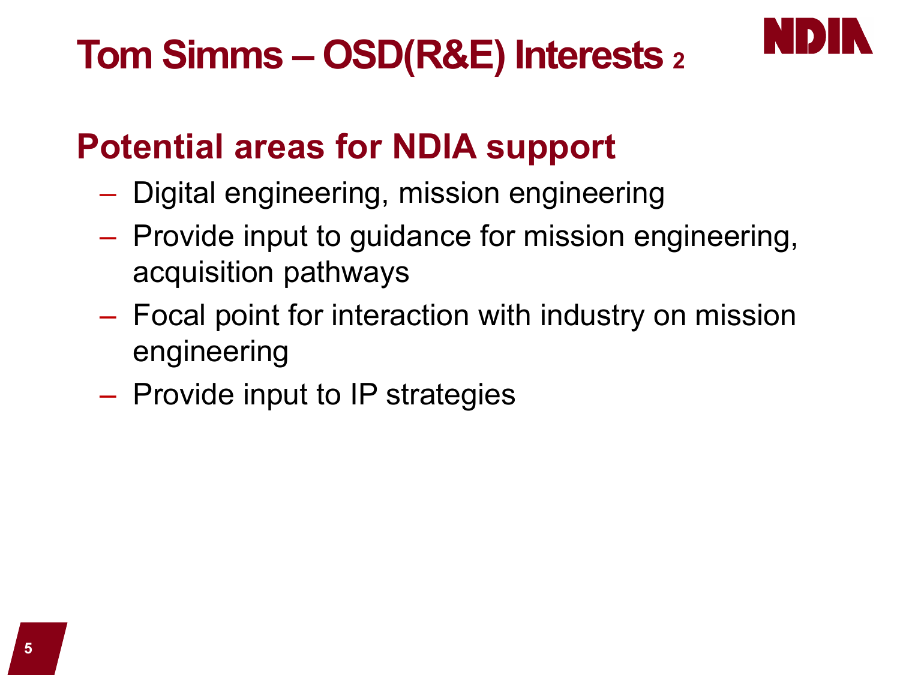# Tom Simms – OSD(R&E) Interests 2

## Potential areas for NDIA support

- Digital engineering, mission engineering
- Provide input to guidance for mission engineering, acquisition pathways
- Focal point for interaction with industry on mission engineering
- Provide input to IP strategies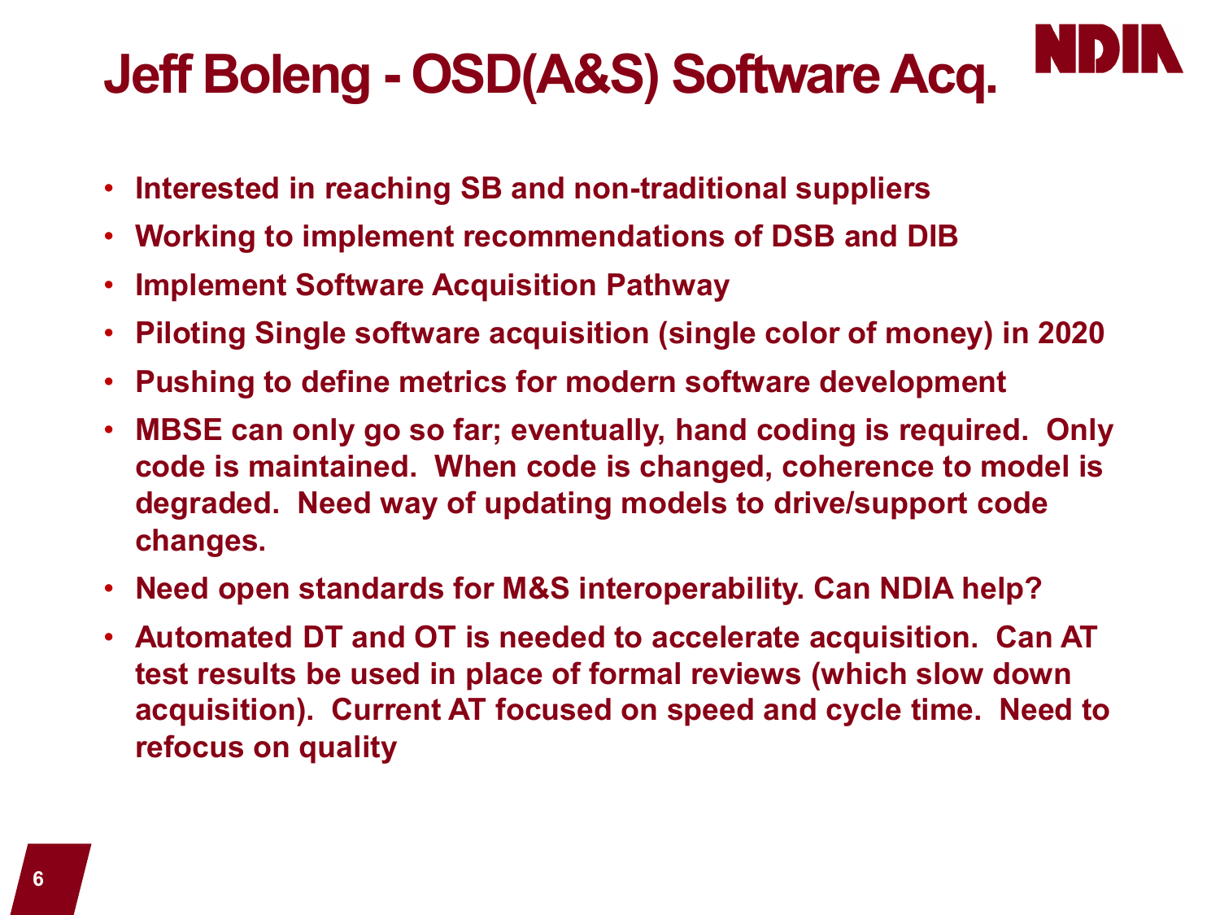# Jeff Boleng - OSD(A&S) Software Acq.

- Interested in reaching SB and non-traditional suppliers
- Working to implement recommendations of DSB and DIB
- Implement Software Acquisition Pathway
- Piloting Single software acquisition (single color of money) in 2020
- Pushing to define metrics for modern software development
- MBSE can only go so far; eventually, hand coding is required. Only code is maintained. When code is changed, coherence to model is degraded. Need way of updating models to drive/support code changes.
- Need open standards for M&S interoperability. Can NDIA help?
- Automated DT and OT is needed to accelerate acquisition. Can AT test results be used in place of formal reviews (which slow down acquisition). Current AT focused on speed and cycle time. Need to refocus on quality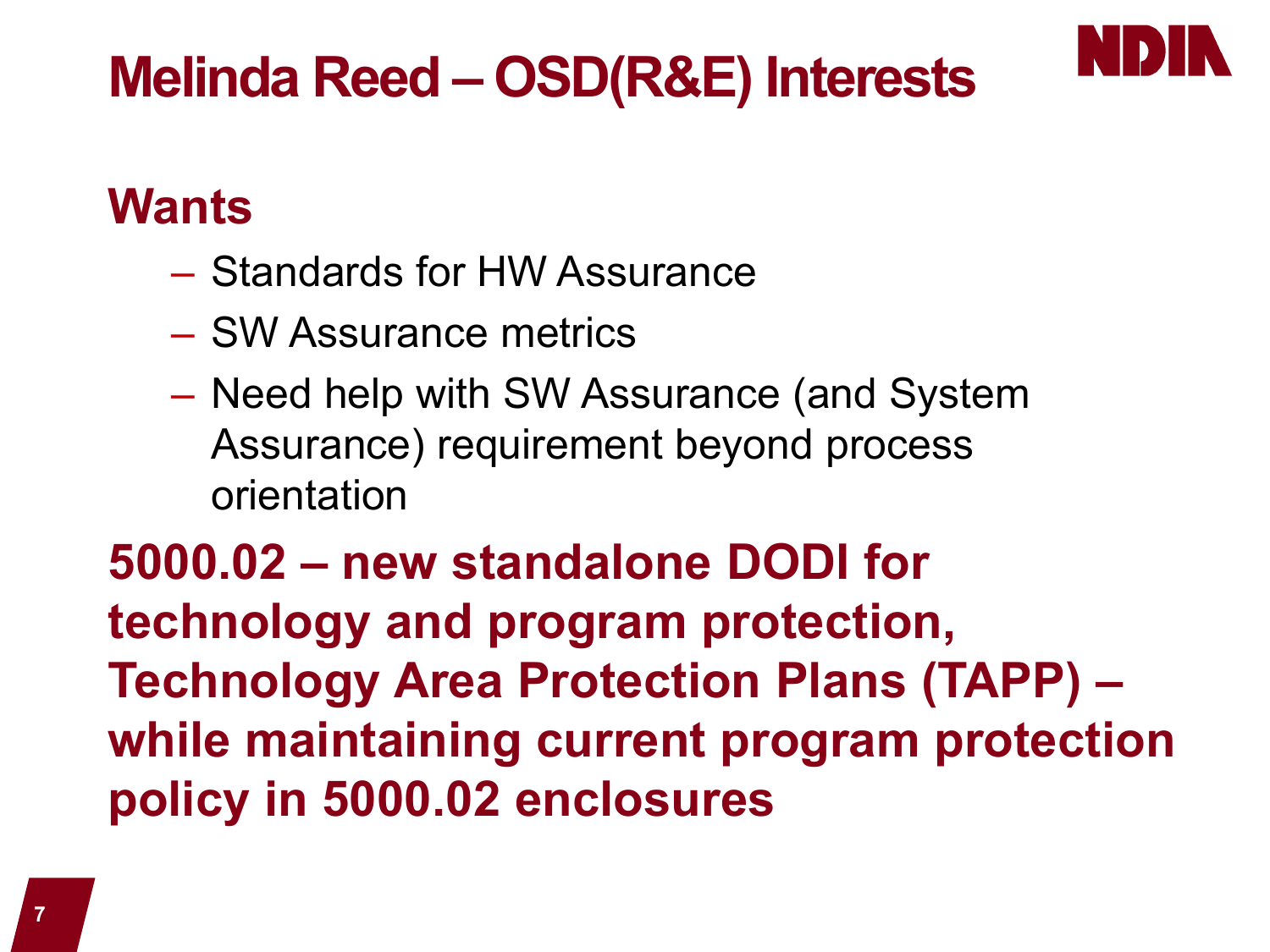# Melinda Reed – OSD(R&E) Interests

## Wants

- Standards for HW Assurance
- SW Assurance metrics
- Need help with SW Assurance (and System Assurance) requirement beyond process orientation

**5000.02 – new standalone DODI for technology and program protection, Technology Area Protection Plans (TAPP) – while maintaining current program protection policy in 5000.02 enclosures**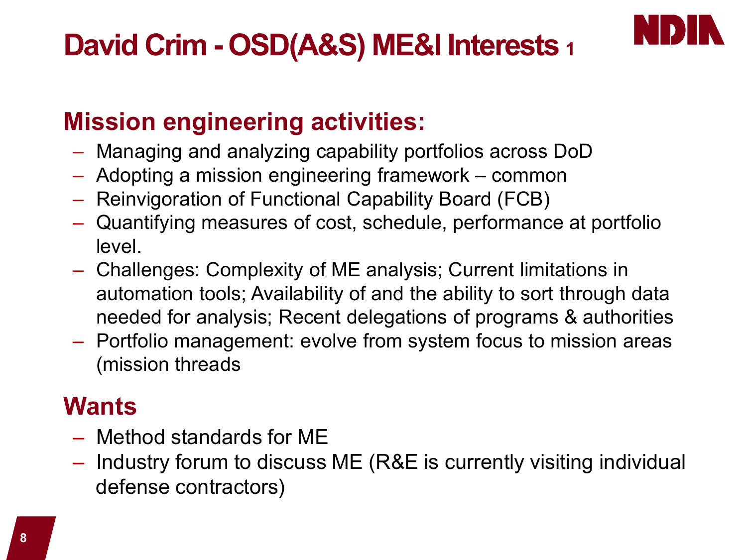# David Crim - OSD(A&S) ME&I Interests 1

## Mission engineering activities:

- Managing and analyzing capability portfolios across DoD
- Adopting a mission engineering framework – common
- Reinvigoration of Functional Capability Board (FCB)
- Quantifying measures of cost, schedule, performance at portfolio level.
- Challenges: Complexity of ME analysis; Current limitations in automation tools; Availability of and the ability to sort through data needed for analysis; Recent delegations of programs & authorities
- Portfolio management: evolve from system focus to mission areas (mission threads

## Wants

- Method standards for ME
- Industry forum to discuss ME (R&E is currently visiting individual defense contractors)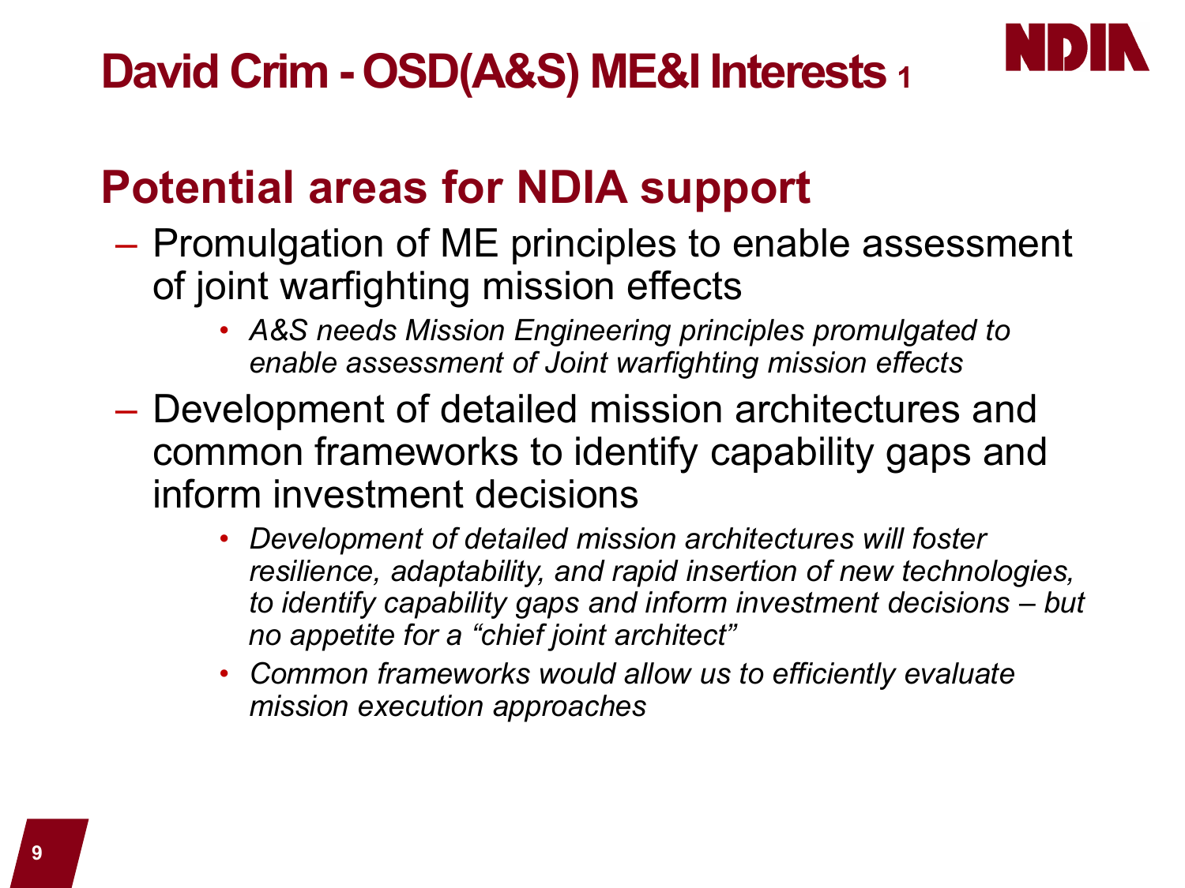# David Crim - OSD(A&S) ME&I Interests 1

## Potential areas for NDIA support

- Promulgation of ME principles to enable assessment of joint warfighting mission effects
  - *A&S needs Mission Engineering principles promulgated to enable assessment of Joint warfighting mission effects*
- Development of detailed mission architectures and common frameworks to identify capability gaps and inform investment decisions
  - *Development of detailed mission architectures will foster resilience, adaptability, and rapid insertion of new technologies, to identify capability gaps and inform investment decisions – but no appetite for a "chief joint architect"*
  - *Common frameworks would allow us to efficiently evaluate mission execution approaches*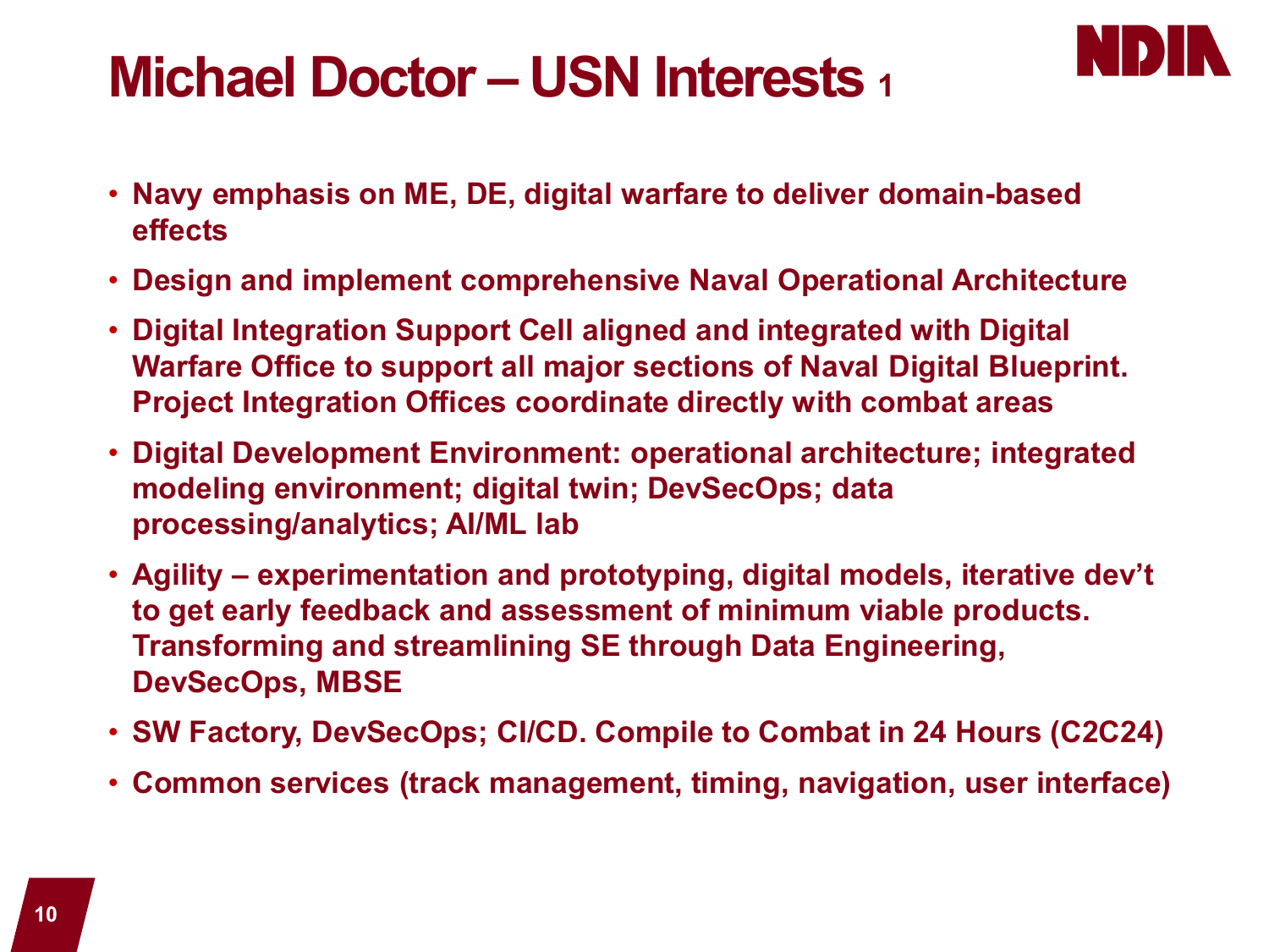# Michael Doctor – USN Interests 1

- Navy emphasis on ME, DE, digital warfare to deliver domain-based effects
- Design and implement comprehensive Naval Operational Architecture
- Digital Integration Support Cell aligned and integrated with Digital Warfare Office to support all major sections of Naval Digital Blueprint. Project Integration Offices coordinate directly with combat areas
- Digital Development Environment: operational architecture; integrated modeling environment; digital twin; DevSecOps; data processing/analytics; AI/ML lab
- Agility – experimentation and prototyping, digital models, iterative dev't to get early feedback and assessment of minimum viable products. Transforming and streamlining SE through Data Engineering, DevSecOps, MBSE
- SW Factory, DevSecOps; CI/CD. Compile to Combat in 24 Hours (C2C24)
- Common services (track management, timing, navigation, user interface)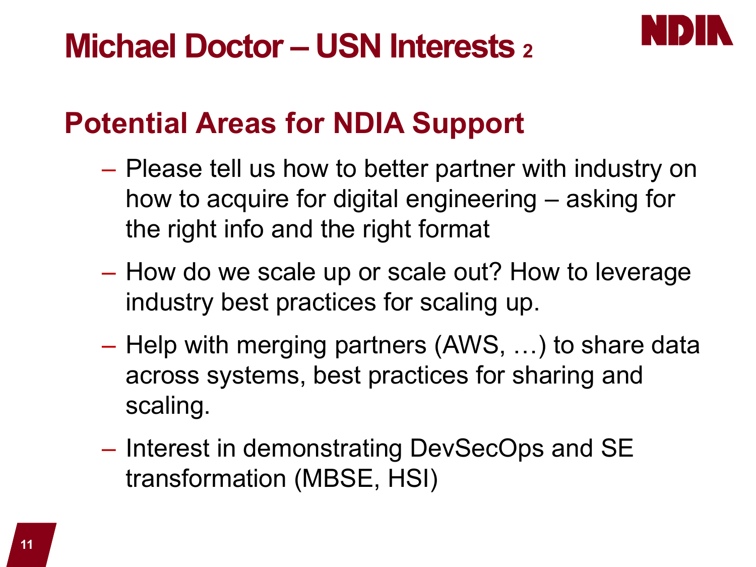# Michael Doctor – USN Interests 2

## Potential Areas for NDIA Support

- Please tell us how to better partner with industry on how to acquire for digital engineering – asking for the right info and the right format
- How do we scale up or scale out? How to leverage industry best practices for scaling up.
- Help with merging partners (AWS, …) to share data across systems, best practices for sharing and scaling.
- Interest in demonstrating DevSecOps and SE transformation (MBSE, HSI)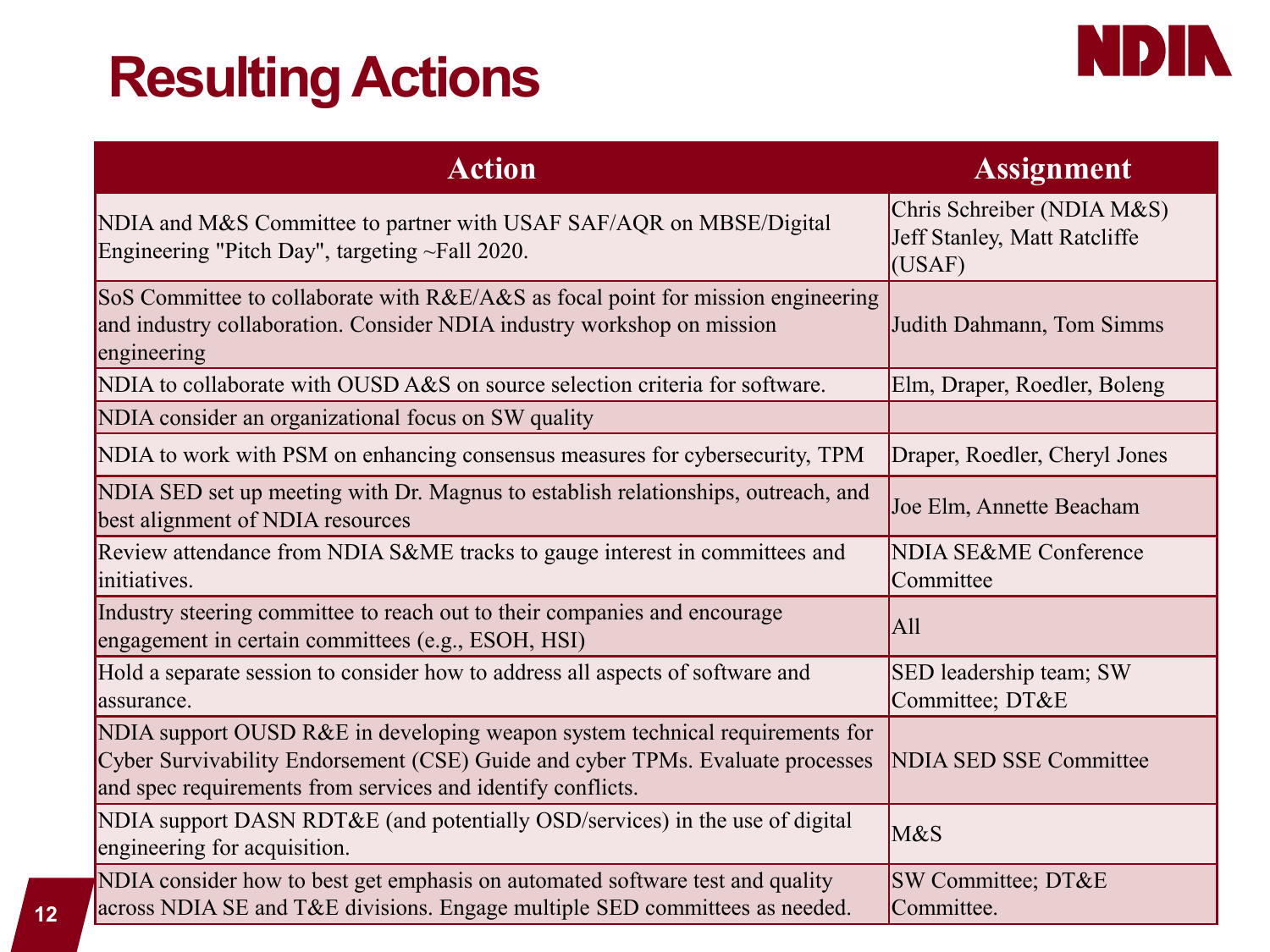# Resulting Actions

| Action | Assignment |
|---|---|
| NDIA and M&S Committee to partner with USAF SAF/AQR on MBSE/Digital Engineering "Pitch Day", targeting ~Fall 2020. | Chris Schreiber (NDIA M&S) Jeff Stanley, Matt Ratcliffe (USAF) |
| SoS Committee to collaborate with R&E/A&S as focal point for mission engineering and industry collaboration. Consider NDIA industry workshop on mission engineering | Judith Dahmann, Tom Simms |
| NDIA to collaborate with OUSD A&S on source selection criteria for software. | Elm, Draper, Roedler, Boleng |
| NDIA consider an organizational focus on SW quality | |
| NDIA to work with PSM on enhancing consensus measures for cybersecurity, TPM | Draper, Roedler, Cheryl Jones |
| NDIA SED set up meeting with Dr. Magnus to establish relationships, outreach, and best alignment of NDIA resources | Joe Elm, Annette Beacham |
| Review attendance from NDIA S&ME tracks to gauge interest in committees and initiatives. | NDIA SE&ME Conference Committee |
| Industry steering committee to reach out to their companies and encourage engagement in certain committees (e.g., ESOH, HSI) | All |
| Hold a separate session to consider how to address all aspects of software and assurance. | SED leadership team; SW Committee; DT&E |
| NDIA support OUSD R&E in developing weapon system technical requirements for Cyber Survivability Endorsement (CSE) Guide and cyber TPMs. Evaluate processes and spec requirements from services and identify conflicts. | NDIA SED SSE Committee |
| NDIA support DASN RDT&E (and potentially OSD/services) in the use of digital engineering for acquisition. | M&S |
| NDIA consider how to best get emphasis on automated software test and quality across NDIA SE and T&E divisions. Engage multiple SED committees as needed. | SW Committee; DT&E Committee. |